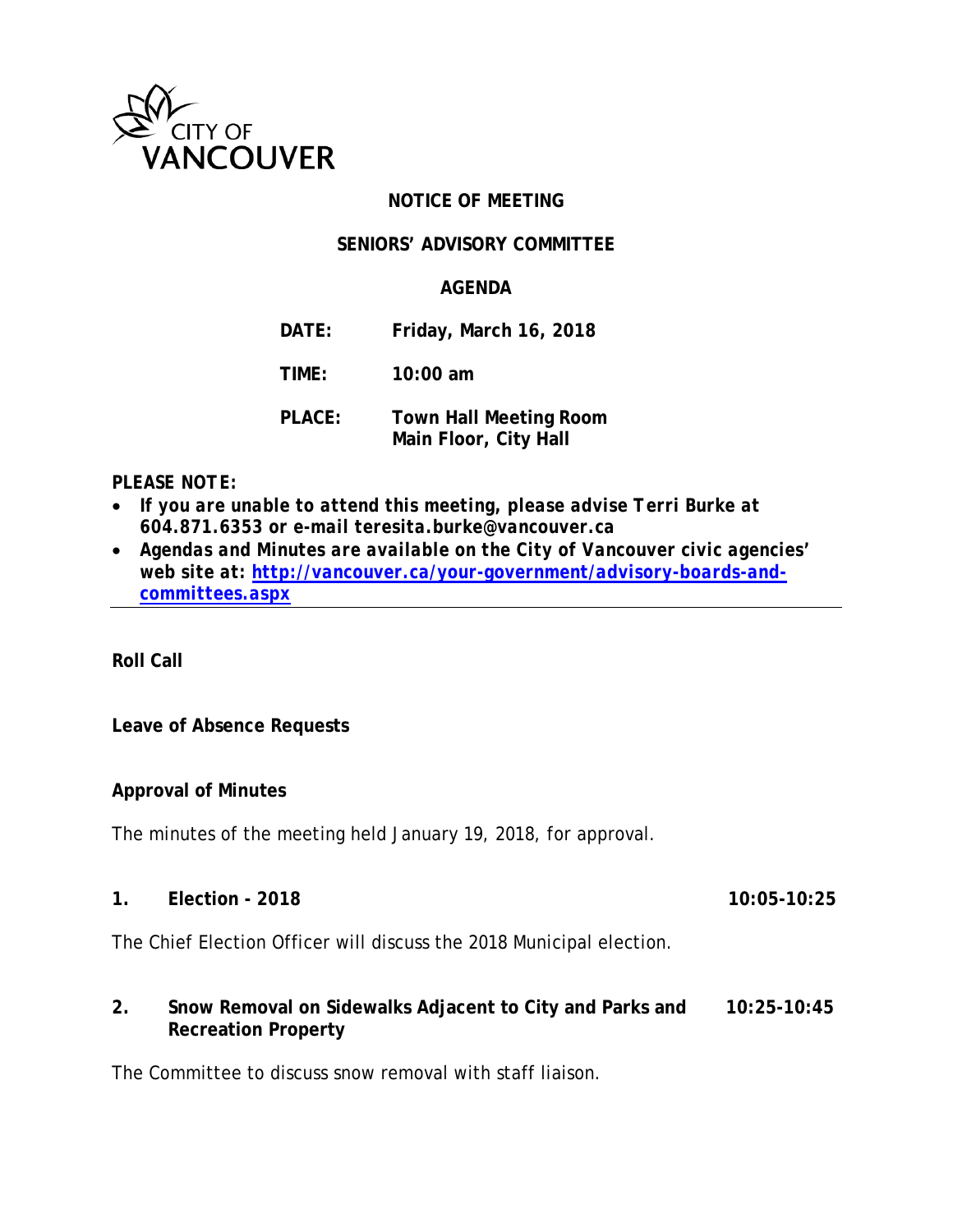CITY OF VANCOUVER

**NOTICE OF MEETING**

**SENIORS' ADVISORY COMMITTEE**

**AGENDA**

| | |
|---|---|
| **DATE:** | **Friday, March 16, 2018** |
| **TIME:** | **10:00 am** |
| **PLACE:** | **Town Hall Meeting Room**<br>**Main Floor, City Hall** |

***PLEASE NOTE:***

- ***If you are unable to attend this meeting, please advise Terri Burke at 604.871.6353 or e-mail teresita.burke@vancouver.ca***
- ***Agendas and Minutes are available on the City of Vancouver civic agencies' web site at: [http://vancouver.ca/your-government/advisory-boards-and-committees.aspx](http://vancouver.ca/your-government/advisory-boards-and-committees.aspx)***

---

**Roll Call**

**Leave of Absence Requests**

**Approval of Minutes**

The minutes of the meeting held January 19, 2018, for approval.

**1. Election - 2018** **10:05-10:25**

The Chief Election Officer will discuss the 2018 Municipal election.

**2. Snow Removal on Sidewalks Adjacent to City and Parks and Recreation Property** **10:25-10:45**

The Committee to discuss snow removal with staff liaison.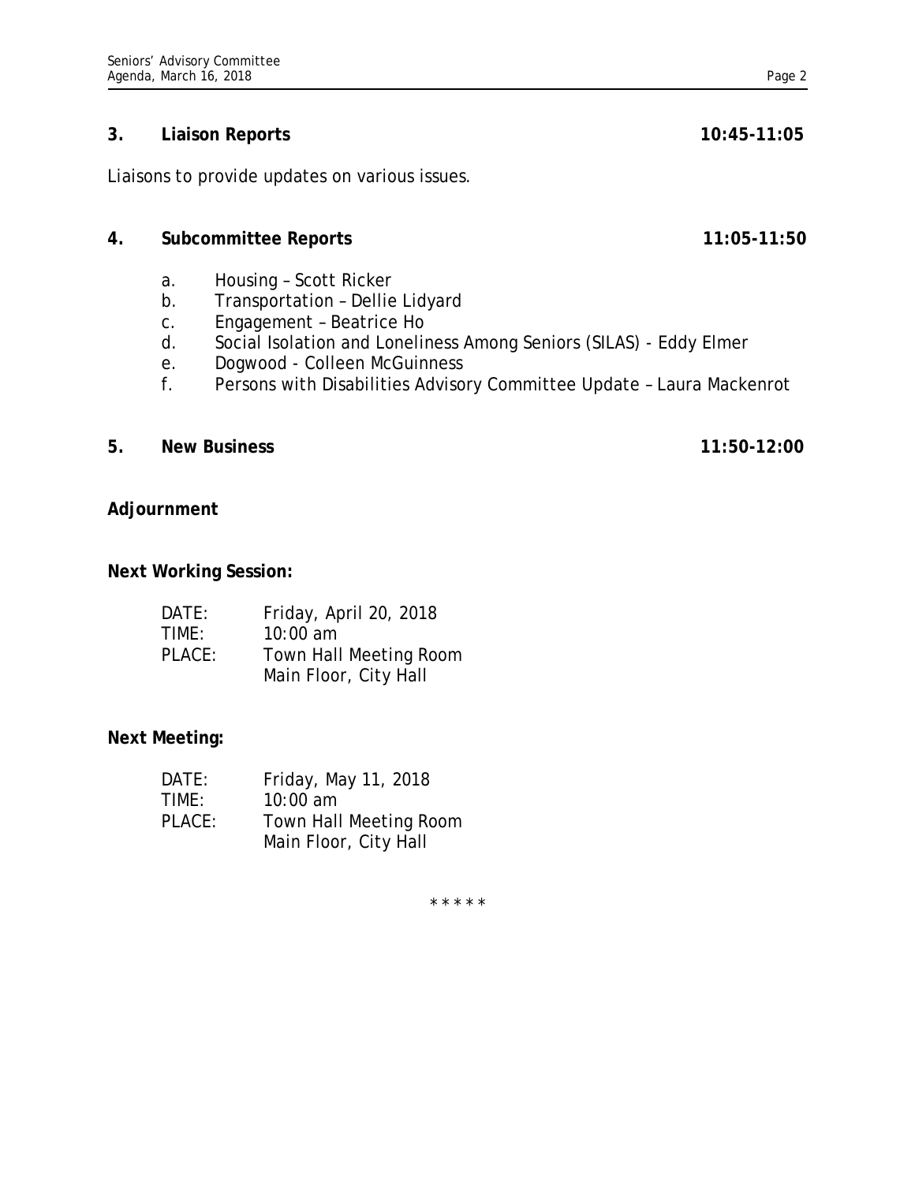## 3. Liaison Reports 10:45-11:05

Liaisons to provide updates on various issues.

## 4. Subcommittee Reports 11:05-11:50

a. Housing – Scott Ricker
b. Transportation – Dellie Lidyard
c. Engagement – Beatrice Ho
d. Social Isolation and Loneliness Among Seniors (SILAS) - Eddy Elmer
e. Dogwood - Colleen McGuinness
f. Persons with Disabilities Advisory Committee Update – Laura Mackenrot

## 5. New Business 11:50-12:00

**Adjournment**

**Next Working Session:**

DATE: Friday, April 20, 2018
TIME: 10:00 am
PLACE: Town Hall Meeting Room
Main Floor, City Hall

**Next Meeting:**

DATE: Friday, May 11, 2018
TIME: 10:00 am
PLACE: Town Hall Meeting Room
Main Floor, City Hall

* * * * *